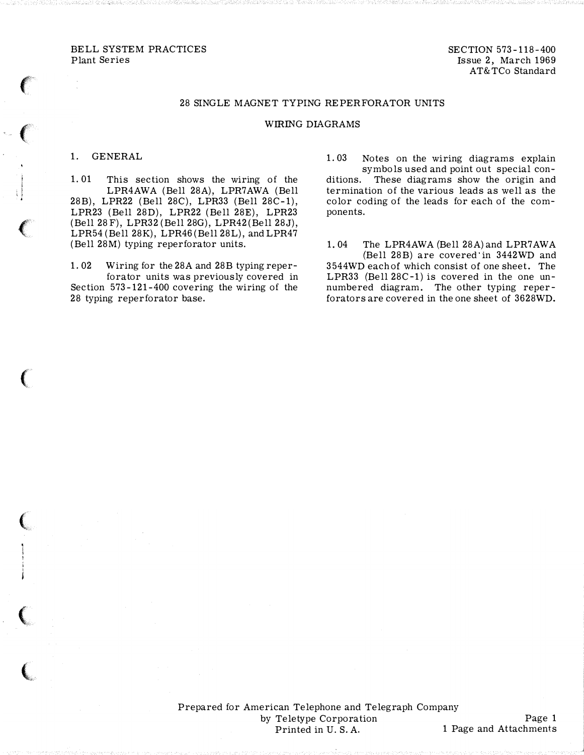BELL SYSTEM PRACTICES
Plant Series

SECTION 573-118-400
Issue 2, March 1969
AT&TCo Standard

# 28 SINGLE MAGNET TYPING REPERFORATOR UNITS

## WIRING DIAGRAMS

### 1. GENERAL

1.01 This section shows the wiring of the LPR4AWA (Bell 28A), LPR7AWA (Bell 28B), LPR22 (Bell 28C), LPR33 (Bell 28C-1), LPR23 (Bell 28D), LPR22 (Bell 28E), LPR23 (Bell 28F), LPR32 (Bell 28G), LPR42 (Bell 28J), LPR54 (Bell 28K), LPR46 (Bell 28L), and LPR47 (Bell 28M) typing reperforator units.

1.02 Wiring for the 28A and 28B typing reperforator units was previously covered in Section 573-121-400 covering the wiring of the 28 typing reperforator base.

1.03 Notes on the wiring diagrams explain symbols used and point out special conditions. These diagrams show the origin and termination of the various leads as well as the color coding of the leads for each of the components.

1.04 The LPR4AWA (Bell 28A) and LPR7AWA (Bell 28B) are covered in 3442WD and 3544WD each of which consist of one sheet. The LPR33 (Bell 28C-1) is covered in the one unnumbered diagram. The other typing reperforators are covered in the one sheet of 3628WD.

Prepared for American Telephone and Telegraph Company
by Teletype Corporation
Printed in U. S. A.

1 Page and Attachments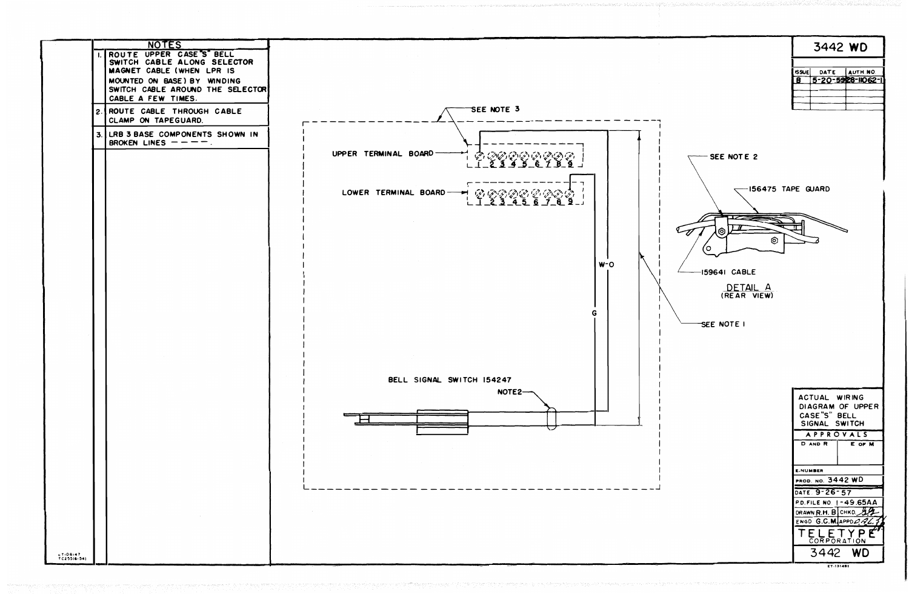# 3442 WD

| ISSUE | DATE | AUTH NO |
|---|---|---|
| B | 5-20-59 | 28-11062-1 |

## NOTES

1. ROUTE UPPER CASE "S" BELL SWITCH CABLE ALONG SELECTOR MAGNET CABLE (WHEN LPR IS MOUNTED ON BASE) BY WINDING SWITCH CABLE AROUND THE SELECTOR CABLE A FEW TIMES.
2. ROUTE CABLE THROUGH CABLE CLAMP ON TAPEGUARD.
3. LRB 3 BASE COMPONENTS SHOWN IN BROKEN LINES — — — —.

SEE NOTE 3

UPPER TERMINAL BOARD 1 2 3 4 5 6 7 8 9

LOWER TERMINAL BOARD 1 2 3 4 5 6 7 8 9

W-O

G

BELL SIGNAL SWITCH 154247

NOTE 2

SEE NOTE 2

156475 TAPE GUARD

159641 CABLE

DETAIL A
(REAR VIEW)

SEE NOTE 1

ACTUAL WIRING DIAGRAM OF UPPER CASE "S" BELL SIGNAL SWITCH

| APPROVALS | |
|---|---|
| D AND R | E OF M |

E-NUMBER

PROD. NO. 3442 WD

DATE 9-26-57

P.D. FILE NO. 1-49.65AA

DRAWN R.H.B. CHKD.

ENGD G.C.M. APPD.

TELETYPE CORPORATION

3442 WD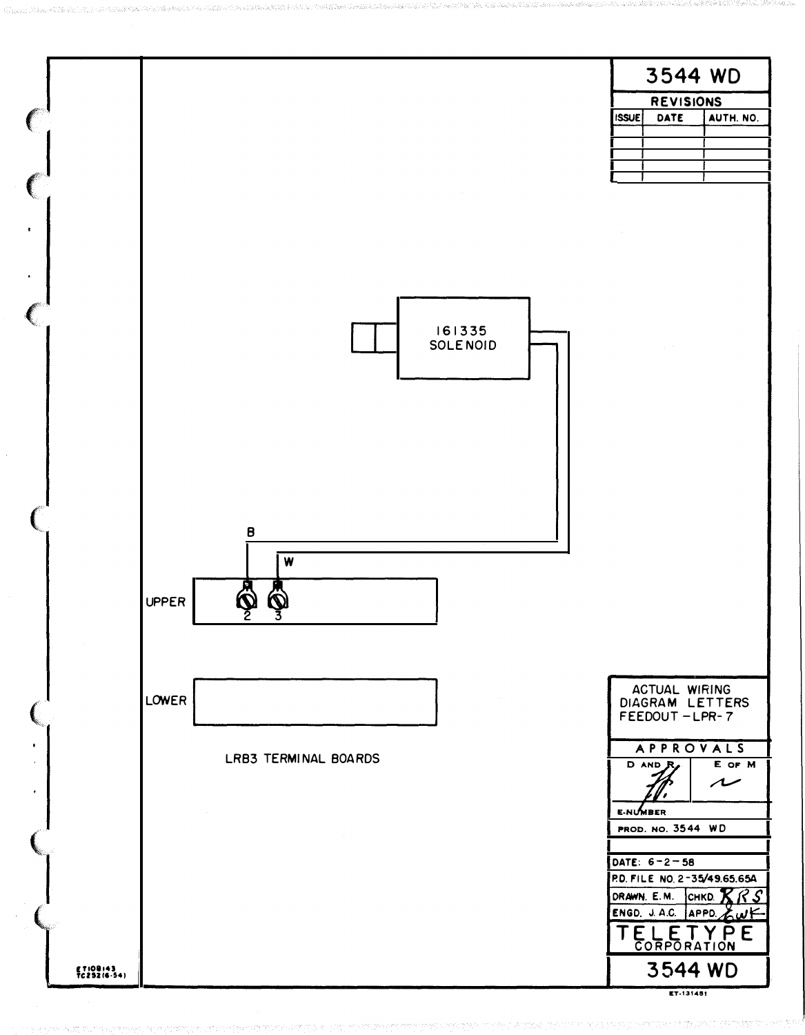# 3544 WD

| REVISIONS | | |
|---|---|---|
| ISSUE | DATE | AUTH. NO. |
| | | |
| | | |
| | | |
| | | |
| | | |

161335
SOLENOID

B

W

UPPER 2 3

LOWER

LRB3 TERMINAL BOARDS

ACTUAL WIRING DIAGRAM LETTERS FEEDOUT - LPR-7

| APPROVALS | |
|---|---|
| D AND R | E OF M |
| E-NUMBER | |

PROD. NO. 3544 WD

DATE: 6-2-58

P.D. FILE NO. 2-35/49.65.65A

| DRAWN. E. M. | CHKD. RRS |
|---|---|
| ENGD. J. A.C. | APPD. EWF |

TELETYPE CORPORATION

3544 WD

ET-131481

ET108143
TC252(6-54)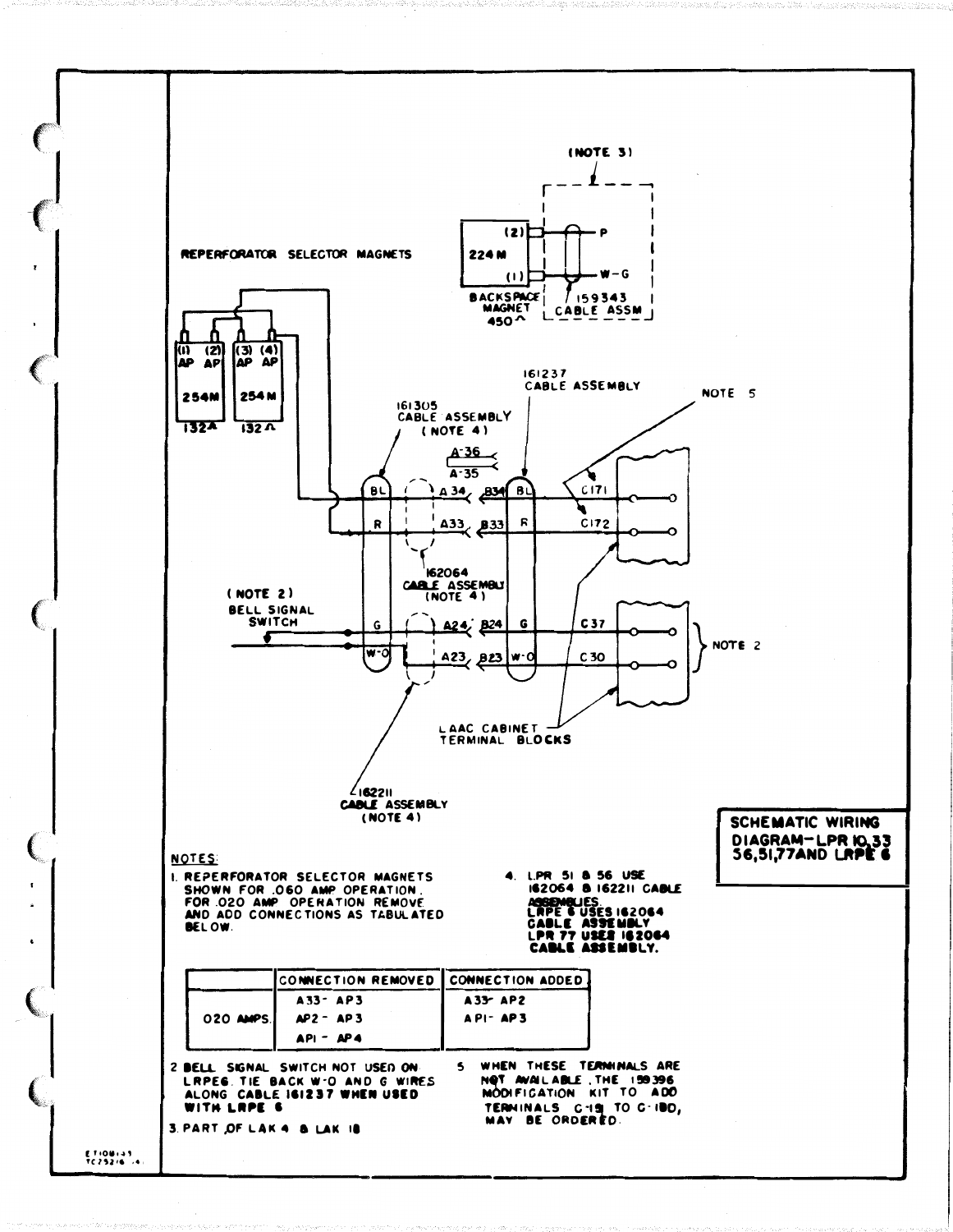**SCHEMATIC WIRING DIAGRAM—LPR 10,33 56,51,77 AND LRPE 6**

(NOTE 3)

(2) 224M (1)

BACKSPACE MAGNET 450^

P

W-G

159343 CABLE ASSM

REPERFORATOR SELECTOR MAGNETS

(1) AP (2) AP 254M 132^

(3) AP (4) AP 254M 132^

161305 CABLE ASSEMBLY (NOTE 4)

161237 CABLE ASSEMBLY

NOTE 5

A-36

A-35

BL A34 B34 BL C171

R A33 B33 R C172

162064 CABLE ASSEMBLY (NOTE 4)

(NOTE 2) BELL SIGNAL SWITCH

G A24 B24 G C37

W-O A23 B23 W-O C30

NOTE 2

LAAC CABINET TERMINAL BLOCKS

162211 CABLE ASSEMBLY (NOTE 4)

NOTES:

1. REPERFORATOR SELECTOR MAGNETS SHOWN FOR .060 AMP OPERATION. FOR .020 AMP OPERATION REMOVE AND ADD CONNECTIONS AS TABULATED BELOW.

| | CONNECTION REMOVED | CONNECTION ADDED |
|---|---|---|
| .020 AMPS. | A33- AP3 | A33- AP2 |
| | AP2 - AP3 | AP1- AP3 |
| | AP1 - AP4 | |

2. BELL SIGNAL SWITCH NOT USED ON LRPE6. TIE BACK W-O AND G WIRES ALONG CABLE 161237 WHEN USED WITH LRPE 6

3. PART OF LAK 4 & LAK 18

4. LPR 51 & 56 USE 162064 & 162211 CABLE ASSEMBLIES. LRPE 6 USES 162064 CABLE ASSEMBLY. LPR 77 USES 162064 CABLE ASSEMBLY.

5. WHEN THESE TERMINALS ARE NOT AVAILABLE, THE 159396 MODIFICATION KIT TO ADD TERMINALS C-151 TO C-180, MAY BE ORDERED.

ET108135
TC75216 (4)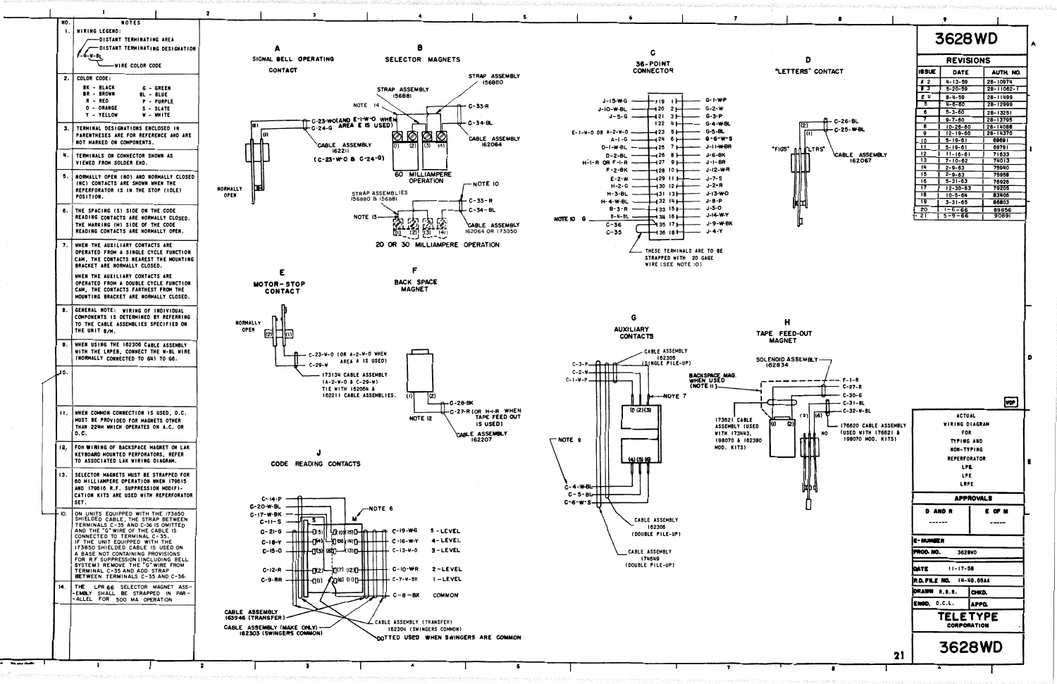| NO. | NOTES |
|---|---|
| 1. | WIRING LEGEND: —DISTANT TERMINATING AREA; —DISTANT TERMINATING DESIGNATION; F-4-W-BL; —WIRE COLOR CODE |
| 2. | COLOR CODE: BK - BLACK, BR - BROWN, R - RED, O - ORANGE, Y - YELLOW, G - GREEN, BL - BLUE, P - PURPLE, S - SLATE, W - WHITE |
| 3. | TERMINAL DESIGNATIONS ENCLOSED IN PARENTHESES ARE FOR REFERENCE AND ARE NOT MARKED ON COMPONENTS. |
| 4. | TERMINALS ON CONNECTOR SHOWN AS VIEWED FROM SOLDER END. |
| 5. | NORMALLY OPEN (NO) AND NORMALLY CLOSED (NC) CONTACTS ARE SHOWN WHEN THE REPERFORATOR IS IN THE STOP (IDLE) POSITION. |
| 6. | THE SPACING (S) SIDE ON THE CODE READING CONTACTS ARE NORMALLY CLOSED. THE MARKING (M) SIDE OF THE CODE READING CONTACTS ARE NORMALLY OPEN. |
| 7. | WHEN THE AUXILIARY CONTACTS ARE OPERATED FROM A SINGLE CYCLE FUNCTION CAM, THE CONTACTS NEAREST THE MOUNTING BRACKET ARE NORMALLY CLOSED. WHEN THE AUXILIARY CONTACTS ARE OPERATED FROM A DOUBLE CYCLE FUNCTION CAM, THE CONTACTS FARTHEST FROM THE MOUNTING BRACKET ARE NORMALLY CLOSED. |
| 8. | GENERAL NOTE: WIRING OF INDIVIDUAL COMPONENTS IS DETERMINED BY REFERRING TO THE CABLE ASSEMBLIES SPECIFIED ON THE UNIT B/M. |
| 9. | WHEN USING THE 162306 CABLE ASSEMBLY WITH THE LRPEB, CONNECT THE W-BL WIRE (NORMALLY CONNECTED TO 64) TO 66. |
| 10. | |
| 11. | WHEN COMMON CONNECTION IS USED, D.C. MUST BE PROVIDED FOR MAGNETS OTHER THAN 22NM WHICH OPERATES ON A.C. OR D.C. |
| 12. | FOR WIRING OF BACKSPACE MAGNET ON LAK KEYBOARD MOUNTED PERFORATORS, REFER TO ASSOCIATED LAK WIRING DIAGRAM. |
| 13. | SELECTOR MAGNETS MUST BE STRAPPED FOR 60 MILLIAMPERE OPERATION WHEN 179615 AND 179616 R.F. SUPPRESSION MODIFICATION KITS ARE USED WITH REPERFORATOR SET. |
| 10. | ON UNITS EQUIPPED WITH THE 173850 SHIELDED CABLE, THE STRAP BETWEEN TERMINALS C-35 AND C-36 IS OMITTED AND THE "G" WIRE OF THE CABLE IS CONNECTED TO TERMINAL C-35. IF THE UNIT EQUIPPED WITH THE 173850 SHIELDED CABLE IS USED ON A BASE NOT CONTAINING PROVISIONS FOR R.F. SUPPRESSION (INCLUDING BELL SYSTEM) REMOVE THE "G" WIRE FROM TERMINAL C-35 AND ADD STRAP BETWEEN TERMINALS C-35 AND C-36. |
| 14. | THE LPR 66 SELECTOR MAGNET ASSEMBLY SHALL BE STRAPPED IN PARALLEL FOR 500 MA OPERATION |

A — SIGNAL BELL OPERATING CONTACT
NORMALLY OPEN; (1) (2); C-23-W-O (AND E-1-W-O WHEN AREA E IS USED); C-24-G; CABLE ASSEMBLY 162211 (C-23-W-O & C-24-G)

B — SELECTOR MAGNETS
STRAP ASSEMBLY 156881; STRAP ASSEMBLY 156880; NOTE 14; C-33-R; C-34-BL; CABLE ASSEMBLY 162064; (1) (2) (3) (4)
60 MILLIAMPERE OPERATION
STRAP ASSEMBLIES 156880 & 156881; NOTE 10; NOTE 13; C-33-R; C-34-BL; CABLE ASSEMBLY 162064 OR 173350; (1) (2) (3) (4)
20 OR 30 MILLIAMPERE OPERATION

C — 36-POINT CONNECTOR

| Left wire | Terminal | Terminal | Right wire |
|---|---|---|---|
| J-15-W-G | 19 | 1 | G-1-W-P |
| J-10-W-BL | 20 | 2 | G-2-W |
| J-5-G | 21 | 3 | G-3-P |
| | 22 | 4 | G-4-W-BL |
| E-1-W-O OR A-2-W-O | 23 | 5 | G-5-BL |
| A-1-G | 24 | 6 | G-6-W-S |
| D-1-W-BL | 25 | 7 | J-11-W-BR |
| D-2-BL | 26 | 8 | J-6-BK |
| H-1-R OR F-1-R | 27 | 9 | J-1-BR |
| F-2-BK | 28 | 10 | J-12-W-R |
| E-2-W | 29 | 11 | J-7-S |
| H-2-G | 30 | 12 | J-2-R |
| H-3-BL | 31 | 13 | J-13-W-O |
| H-4-W-BL | 32 | 14 | J-8-P |
| B-3-R | 33 | 15 | J-3-O |
| B-4-BL | 34 | 16 | J-14-W-Y |
| C-36 | 35 | 17 | J-9-W-BK |
| C-35 | 36 | 18 | J-4-Y |

NOTE 10 G; THESE TERMINALS ARE TO BE STRAPPED WITH 20 GAGE WIRE (SEE NOTE 10)

D — "LETTERS" CONTACT
"FIGS" "LTRS"; (1) (2); C-26-BL; C-25-W-BL; CABLE ASSEMBLY 162067

E — MOTOR-STOP CONTACT
NORMALLY OPEN; (1) (2); C-23-W-O (OR A-2-W-O WHEN AREA A IS USED); C-29-W; 173134 CABLE ASSEMBLY (A-2-W-O & C-29-W) TIE WITH 162064 & 162211 CABLE ASSEMBLIES.

F — BACK SPACE MAGNET
(1) (2); C-28-BK; C-27-R (OR H-1-R WHEN TAPE FEED OUT IS USED); NOTE 12; CABLE ASSEMBLY 162207

G — AUXILIARY CONTACTS
C-3-P; C-2-W; C-1-W-P; CABLE ASSEMBLY 162305 (SINGLE PILE-UP); NOTE 7; (1) (2) (3); (4) (5) (6); NOTE 9; C-4-W-BL; C-5-BL; C-6-W-S; CABLE ASSEMBLY 162306 (DOUBLE PILE-UP); CABLE ASSEMBLY 174649 (DOUBLE PILE-UP)

H — TAPE FEED-OUT MAGNET
SOLENOID ASSEMBLY 162834; BACKSPACE MAG. WHEN USED (NOTE 11); F-1-R; C-27-R; C-30-G; C-31-BL; C-32-W-BL; (1) (2) (3) (4); NO; 173621 CABLE ASSEMBLY (USED WITH 173443, 198070 & 162380 MOD. KITS); 176620 CABLE ASSEMBLY (USED WITH 176621 & 198070 MOD. KITS)

J — CODE READING CONTACTS
C-14-P; G-20-W-BL; C-17-W-BK; C-11-S; C-21-G; C-18-Y; C-15-O; C-12-R; C-9-BR; S; M; NOTE 6; (1)–(16)
C-19-W-G 5-LEVEL; C-16-W-Y 4-LEVEL; C-13-W-O 3-LEVEL; C-10-W-R 2-LEVEL; C-7-W-BR 1-LEVEL; C-8-BK COMMON
CABLE ASSEMBLY 163946 (TRANSFER); CABLE ASSEMBLY (MAKE ONLY) 162303 (SWINGERS COMMON); CABLE ASSEMBLY (TRANSFER) 162304 (SWINGERS COMMON); DOTTED USED WHEN SWINGERS ARE COMMON

# 3628WD

## REVISIONS

| ISSUE | DATE | AUTH. NO. |
|---|---|---|
| 2 | 4-13-59 | 28-10974 |
| 3 | 5-20-59 | 28-11062-1 |
| 4 | 8-4-59 | 28-11499 |
| 5 | 4-6-60 | 28-12999 |
| 6 | 5-3-60 | 28-13251 |
| 7 | 9-7-60 | 28-13795 |
| 8 | 10-26-60 | 28-14088 |
| 9 | 12-19-60 | 28-14370 |
| 10 | 5-19-61 | 69691 |
| 11 | 5-19-61 | 69791 |
| 12 | 11-16-61 | 71633 |
| 13 | 7-10-62 | 74013 |
| 14 | 2-9-63 | 75940 |
| 15 | 2-9-63 | 75958 |
| 16 | 5-31-63 | 76926 |
| 17 | 12-30-63 | 79205 |
| 18 | 10-5-64 | 83406 |
| 19 | 3-31-65 | 86803 |
| 20 | 1-6-66 | 89856 |
| 21 | 5-9-66 | 90891 |

ACTUAL WIRING DIAGRAM FOR TYPING AND NON-TYPING REPERFORATOR LPE LPE LRPE

APPROVALS

| D AND R | E OF M |
|---|---|
| ------ | ------ |

E-NUMBER
PROD. NO. 3628WD
DATE 11-17-58
R.D. FILE NO. 14-40.65AA
DRAWN R.B.B. CHKD.
ENGD. D.C.L. APPD.

TELETYPE CORPORATION

3628WD

21